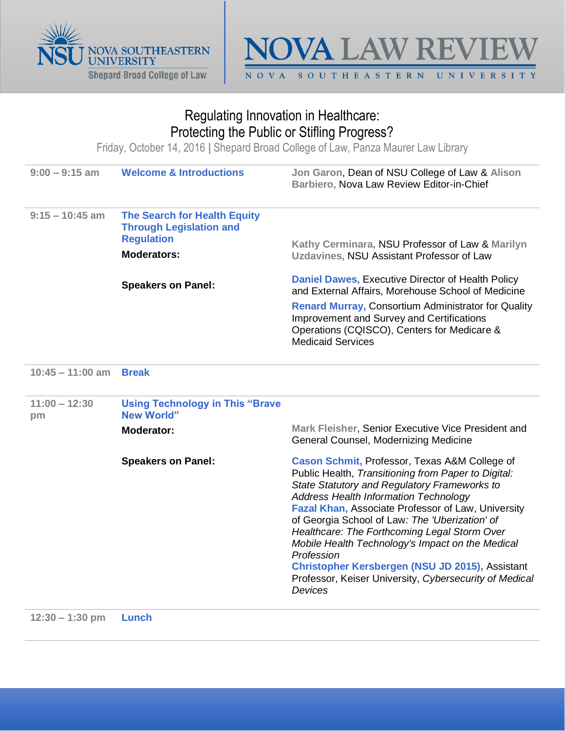NSU NOVA SOUTHEASTERN UNIVERSITY
Shepard Broad College of Law

# NOVA LAW REVIEW

NOVA SOUTHEASTERN UNIVERSITY

## Regulating Innovation in Healthcare: Protecting the Public or Stifling Progress?

Friday, October 14, 2016 | Shepard Broad College of Law, Panza Maurer Law Library

| Time | Session | Participants |
|---|---|---|
| **9:00 – 9:15 am** | **Welcome & Introductions** | **Jon Garon**, Dean of NSU College of Law & **Alison Barbiero,** Nova Law Review Editor-in-Chief |
| **9:15 – 10:45 am** | **The Search for Health Equity Through Legislation and Regulation** | |
| | **Moderators:** | **Kathy Cerminara,** NSU Professor of Law & **Marilyn Uzdavines,** NSU Assistant Professor of Law |
| | **Speakers on Panel:** | **Daniel Dawes,** Executive Director of Health Policy and External Affairs, Morehouse School of Medicine<br>**Renard Murray,** Consortium Administrator for Quality Improvement and Survey and Certifications Operations (CQISCO), Centers for Medicare & Medicaid Services |
| **10:45 – 11:00 am** | **Break** | |
| **11:00 – 12:30 pm** | **Using Technology in This "Brave New World"** | |
| | **Moderator:** | **Mark Fleisher**, Senior Executive Vice President and General Counsel, Modernizing Medicine |
| | **Speakers on Panel:** | **Cason Schmit,** Professor, Texas A&M College of Public Health, *Transitioning from Paper to Digital: State Statutory and Regulatory Frameworks to Address Health Information Technology*<br>**Fazal Khan,** Associate Professor of Law, University of Georgia School of Law*: The 'Uberization' of Healthcare: The Forthcoming Legal Storm Over Mobile Health Technology's Impact on the Medical Profession*<br>**Christopher Kersbergen (NSU JD 2015),** Assistant Professor, Keiser University, *Cybersecurity of Medical Devices* |
| **12:30 – 1:30 pm** | **Lunch** | |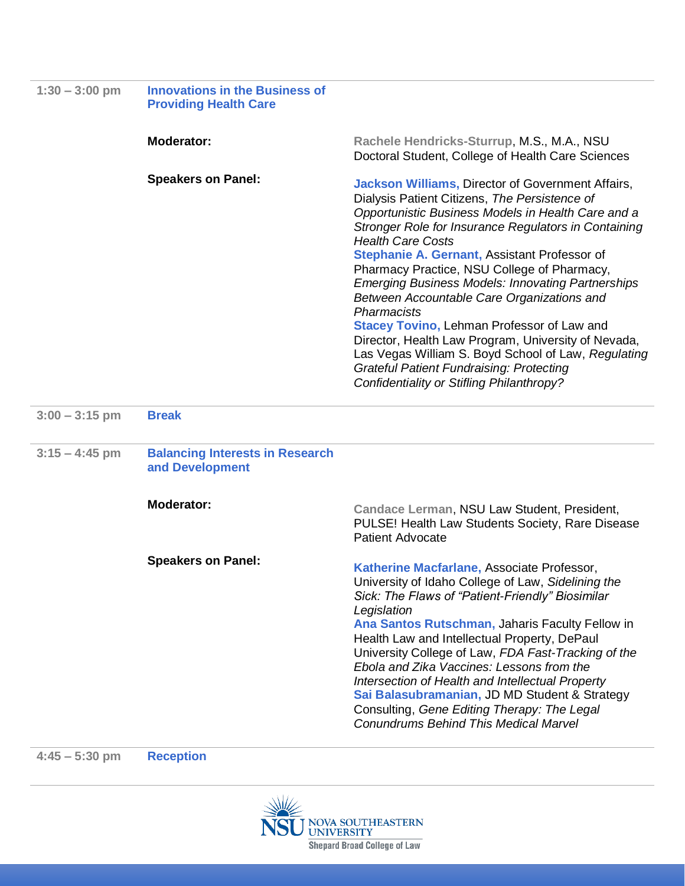**1:30 – 3:00 pm** **Innovations in the Business of Providing Health Care**

**Moderator:** Rachele Hendricks-Sturrup, M.S., M.A., NSU Doctoral Student, College of Health Care Sciences

**Speakers on Panel:**

**Jackson Williams,** Director of Government Affairs, Dialysis Patient Citizens, *The Persistence of Opportunistic Business Models in Health Care and a Stronger Role for Insurance Regulators in Containing Health Care Costs*

**Stephanie A. Gernant,** Assistant Professor of Pharmacy Practice, NSU College of Pharmacy, *Emerging Business Models: Innovating Partnerships Between Accountable Care Organizations and Pharmacists*

**Stacey Tovino,** Lehman Professor of Law and Director, Health Law Program, University of Nevada, Las Vegas William S. Boyd School of Law, *Regulating Grateful Patient Fundraising: Protecting Confidentiality or Stifling Philanthropy?*

---

**3:00 – 3:15 pm** **Break**

---

**3:15 – 4:45 pm** **Balancing Interests in Research and Development**

**Moderator:** Candace Lerman, NSU Law Student, President, PULSE! Health Law Students Society, Rare Disease Patient Advocate

**Speakers on Panel:**

**Katherine Macfarlane,** Associate Professor, University of Idaho College of Law, *Sidelining the Sick: The Flaws of "Patient-Friendly" Biosimilar Legislation*

**Ana Santos Rutschman,** Jaharis Faculty Fellow in Health Law and Intellectual Property, DePaul University College of Law, *FDA Fast-Tracking of the Ebola and Zika Vaccines: Lessons from the Intersection of Health and Intellectual Property*

**Sai Balasubramanian,** JD MD Student & Strategy Consulting, *Gene Editing Therapy: The Legal Conundrums Behind This Medical Marvel*

---

**4:45 – 5:30 pm** **Reception**

---

NSU NOVA SOUTHEASTERN UNIVERSITY
Shepard Broad College of Law